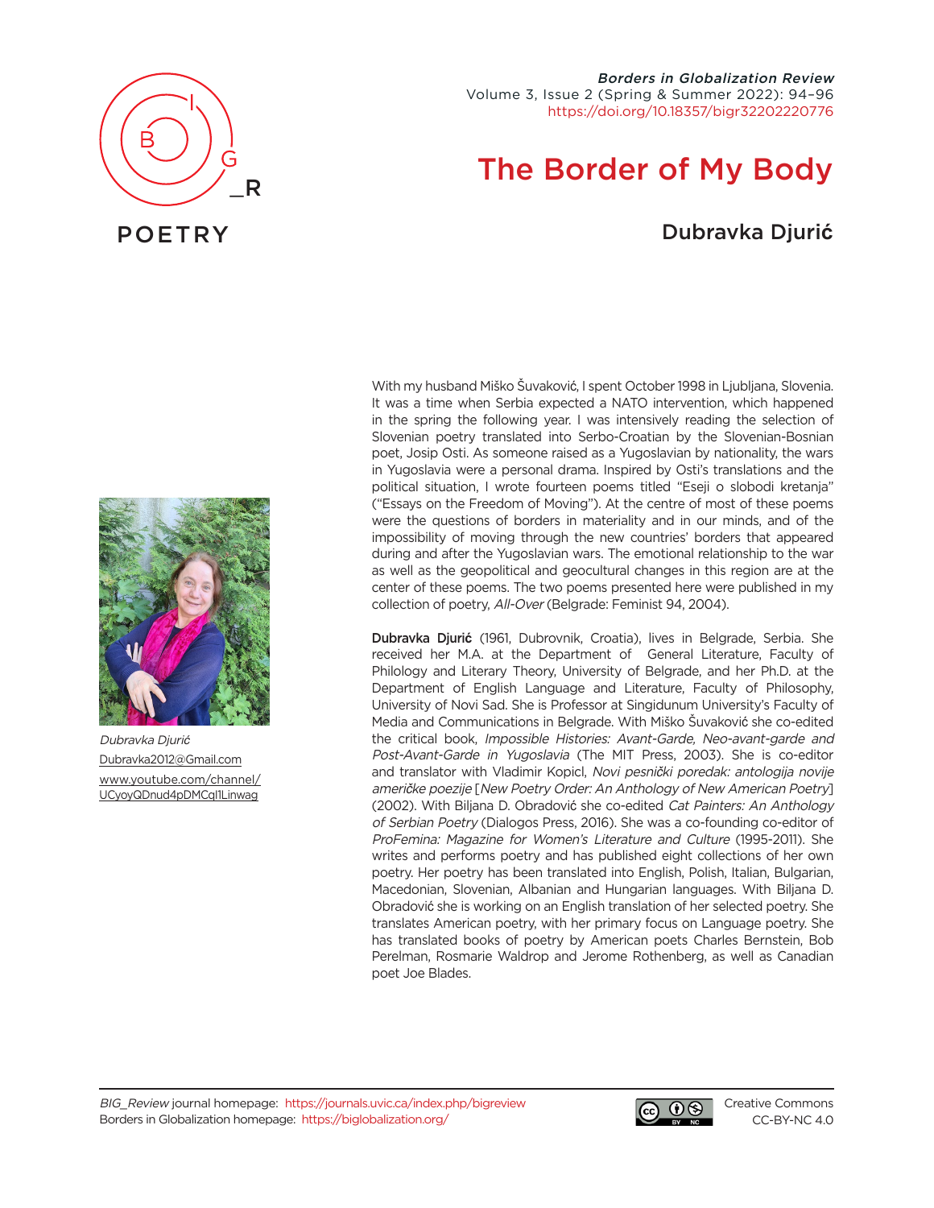POETRY

# The Border of My Body

## Dubravka Djurić

With my husband Miško Šuvaković, I spent October 1998 in Ljubljana, Slovenia. It was a time when Serbia expected a NATO intervention, which happened in the spring the following year. I was intensively reading the selection of Slovenian poetry translated into Serbo-Croatian by the Slovenian-Bosnian poet, Josip Osti. As someone raised as a Yugoslavian by nationality, the wars in Yugoslavia were a personal drama. Inspired by Osti's translations and the political situation, I wrote fourteen poems titled "Eseji o slobodi kretanja" ("Essays on the Freedom of Moving"). At the centre of most of these poems were the questions of borders in materiality and in our minds, and of the impossibility of moving through the new countries' borders that appeared during and after the Yugoslavian wars. The emotional relationship to the war as well as the geopolitical and geocultural changes in this region are at the center of these poems. The two poems presented here were published in my collection of poetry, *All-Over* (Belgrade: Feminist 94, 2004).

*Dubravka Djurić*
Dubravka2012@Gmail.com
www.youtube.com/channel/UCyoyQDnud4pDMCqI1Linwag

**Dubravka Djurić** (1961, Dubrovnik, Croatia), lives in Belgrade, Serbia. She received her M.A. at the Department of General Literature, Faculty of Philology and Literary Theory, University of Belgrade, and her Ph.D. at the Department of English Language and Literature, Faculty of Philosophy, University of Novi Sad. She is Professor at Singidunum University's Faculty of Media and Communications in Belgrade. With Miško Šuvaković she co-edited the critical book, *Impossible Histories: Avant-Garde, Neo-avant-garde and Post-Avant-Garde in Yugoslavia* (The MIT Press, 2003). She is co-editor and translator with Vladimir Kopicl, *Novi pesnički poredak: antologija novije američke poezije* [*New Poetry Order: An Anthology of New American Poetry*] (2002). With Biljana D. Obradović she co-edited *Cat Painters: An Anthology of Serbian Poetry* (Dialogos Press, 2016). She was a co-founding co-editor of *ProFemina: Magazine for Women's Literature and Culture* (1995-2011). She writes and performs poetry and has published eight collections of her own poetry. Her poetry has been translated into English, Polish, Italian, Bulgarian, Macedonian, Slovenian, Albanian and Hungarian languages. With Biljana D. Obradović she is working on an English translation of her selected poetry. She translates American poetry, with her primary focus on Language poetry. She has translated books of poetry by American poets Charles Bernstein, Bob Perelman, Rosmarie Waldrop and Jerome Rothenberg, as well as Canadian poet Joe Blades.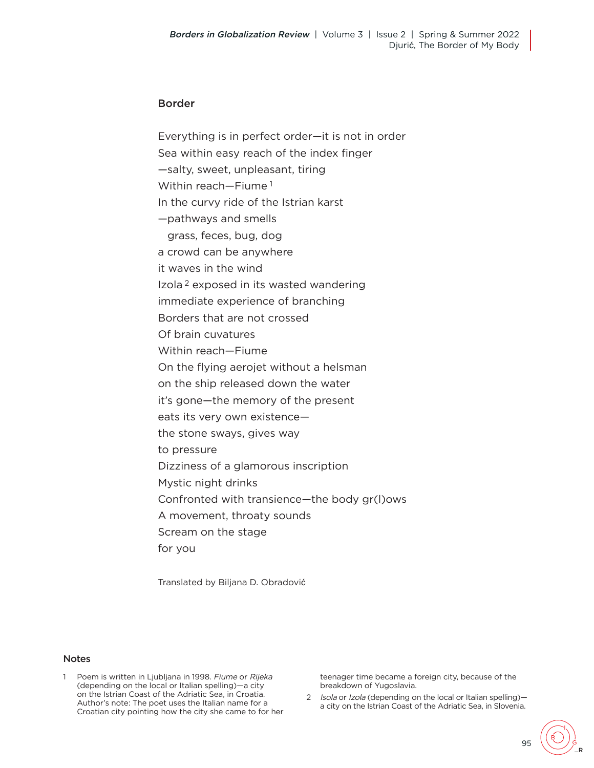## Border

Everything is in perfect order—it is not in order
Sea within easy reach of the index finger
—salty, sweet, unpleasant, tiring
Within reach—Fiume[1]
In the curvy ride of the Istrian karst
—pathways and smells
  grass, feces, bug, dog
a crowd can be anywhere
it waves in the wind
Izola[2] exposed in its wasted wandering
immediate experience of branching
Borders that are not crossed
Of brain cuvatures
Within reach—Fiume
On the flying aerojet without a helsman
on the ship released down the water
it's gone—the memory of the present
eats its very own existence—
the stone sways, gives way
to pressure
Dizziness of a glamorous inscription
Mystic night drinks
Confronted with transience—the body gr(l)ows
A movement, throaty sounds
Scream on the stage
for you

Translated by Biljana D. Obradović

### Notes

1 Poem is written in Ljubljana in 1998. *Fiume* or *Rijeka* (depending on the local or Italian spelling)—a city on the Istrian Coast of the Adriatic Sea, in Croatia. Author's note: The poet uses the Italian name for a Croatian city pointing how the city she came to for her teenager time became a foreign city, because of the breakdown of Yugoslavia.

2 *Isola* or *Izola* (depending on the local or Italian spelling)—a city on the Istrian Coast of the Adriatic Sea, in Slovenia.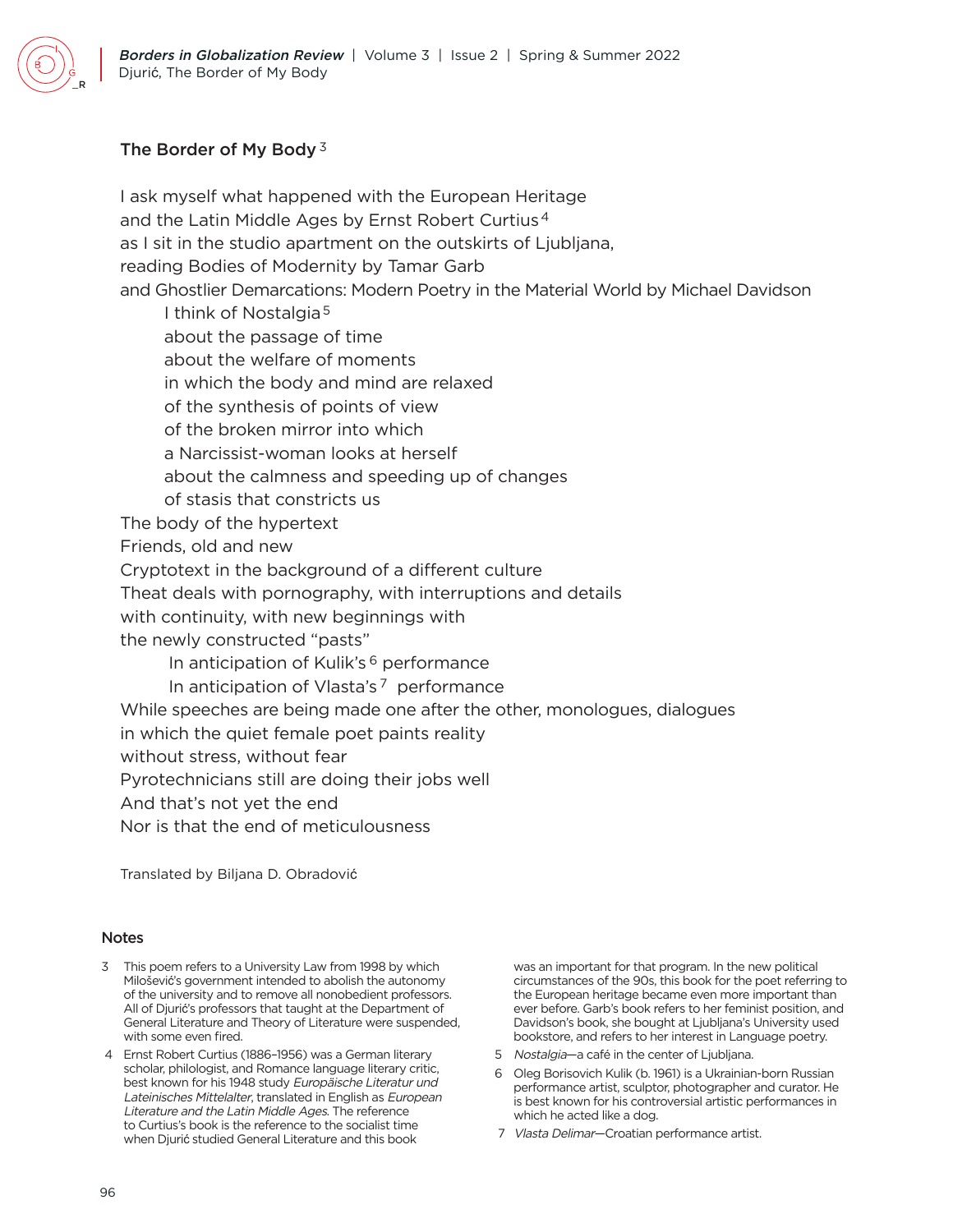### The Border of My Body[3]

I ask myself what happened with the European Heritage  
and the Latin Middle Ages by Ernst Robert Curtius[4]  
as I sit in the studio apartment on the outskirts of Ljubljana,  
reading Bodies of Modernity by Tamar Garb  
and Ghostlier Demarcations: Modern Poetry in the Material World by Michael Davidson  
    I think of Nostalgia[5]  
    about the passage of time  
    about the welfare of moments  
    in which the body and mind are relaxed  
    of the synthesis of points of view  
    of the broken mirror into which  
    a Narcissist-woman looks at herself  
    about the calmness and speeding up of changes  
    of stasis that constricts us  
The body of the hypertext  
Friends, old and new  
Cryptotext in the background of a different culture  
Theat deals with pornography, with interruptions and details  
with continuity, with new beginnings with  
the newly constructed "pasts"  
    In anticipation of Kulik's[6] performance  
    In anticipation of Vlasta's[7] performance  
While speeches are being made one after the other, monologues, dialogues  
in which the quiet female poet paints reality  
without stress, without fear  
Pyrotechnicians still are doing their jobs well  
And that's not yet the end  
Nor is that the end of meticulousness

Translated by Biljana D. Obradović

#### Notes

3 This poem refers to a University Law from 1998 by which Milošević's government intended to abolish the autonomy of the university and to remove all nonobedient professors. All of Djurić's professors that taught at the Department of General Literature and Theory of Literature were suspended, with some even fired.

4 Ernst Robert Curtius (1886–1956) was a German literary scholar, philologist, and Romance language literary critic, best known for his 1948 study *Europäische Literatur und Lateinisches Mittelalter*, translated in English as *European Literature and the Latin Middle Ages*. The reference to Curtius's book is the reference to the socialist time when Djurić studied General Literature and this book was an important for that program. In the new political circumstances of the 90s, this book for the poet referring to the European heritage became even more important than ever before. Garb's book refers to her feminist position, and Davidson's book, she bought at Ljubljana's University used bookstore, and refers to her interest in Language poetry.

5 *Nostalgia*—a café in the center of Ljubljana.

6 Oleg Borisovich Kulik (b. 1961) is a Ukrainian-born Russian performance artist, sculptor, photographer and curator. He is best known for his controversial artistic performances in which he acted like a dog.

7 *Vlasta Delimar*—Croatian performance artist.